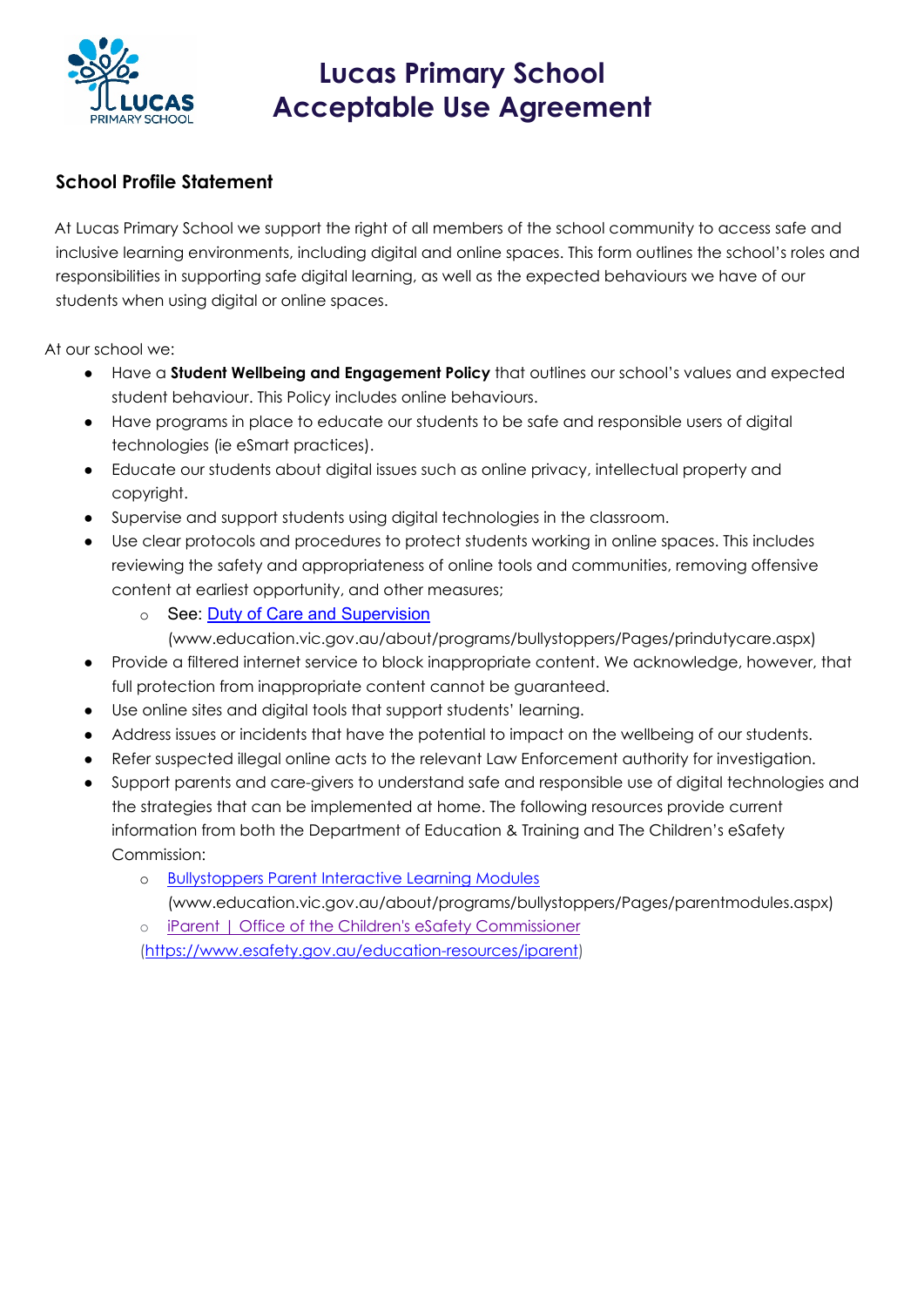# Lucas Primary School
# Acceptable Use Agreement

## School Profile Statement

At Lucas Primary School we support the right of all members of the school community to access safe and inclusive learning environments, including digital and online spaces. This form outlines the school's roles and responsibilities in supporting safe digital learning, as well as the expected behaviours we have of our students when using digital or online spaces.

At our school we:

- Have a **Student Wellbeing and Engagement Policy** that outlines our school's values and expected student behaviour. This Policy includes online behaviours.
- Have programs in place to educate our students to be safe and responsible users of digital technologies (ie eSmart practices).
- Educate our students about digital issues such as online privacy, intellectual property and copyright.
- Supervise and support students using digital technologies in the classroom.
- Use clear protocols and procedures to protect students working in online spaces. This includes reviewing the safety and appropriateness of online tools and communities, removing offensive content at earliest opportunity, and other measures;
  - See: Duty of Care and Supervision (www.education.vic.gov.au/about/programs/bullystoppers/Pages/prindutycare.aspx)
- Provide a filtered internet service to block inappropriate content. We acknowledge, however, that full protection from inappropriate content cannot be guaranteed.
- Use online sites and digital tools that support students' learning.
- Address issues or incidents that have the potential to impact on the wellbeing of our students.
- Refer suspected illegal online acts to the relevant Law Enforcement authority for investigation.
- Support parents and care-givers to understand safe and responsible use of digital technologies and the strategies that can be implemented at home. The following resources provide current information from both the Department of Education & Training and The Children's eSafety Commission:
  - Bullystoppers Parent Interactive Learning Modules (www.education.vic.gov.au/about/programs/bullystoppers/Pages/parentmodules.aspx)
  - iParent | Office of the Children's eSafety Commissioner (https://www.esafety.gov.au/education-resources/iparent)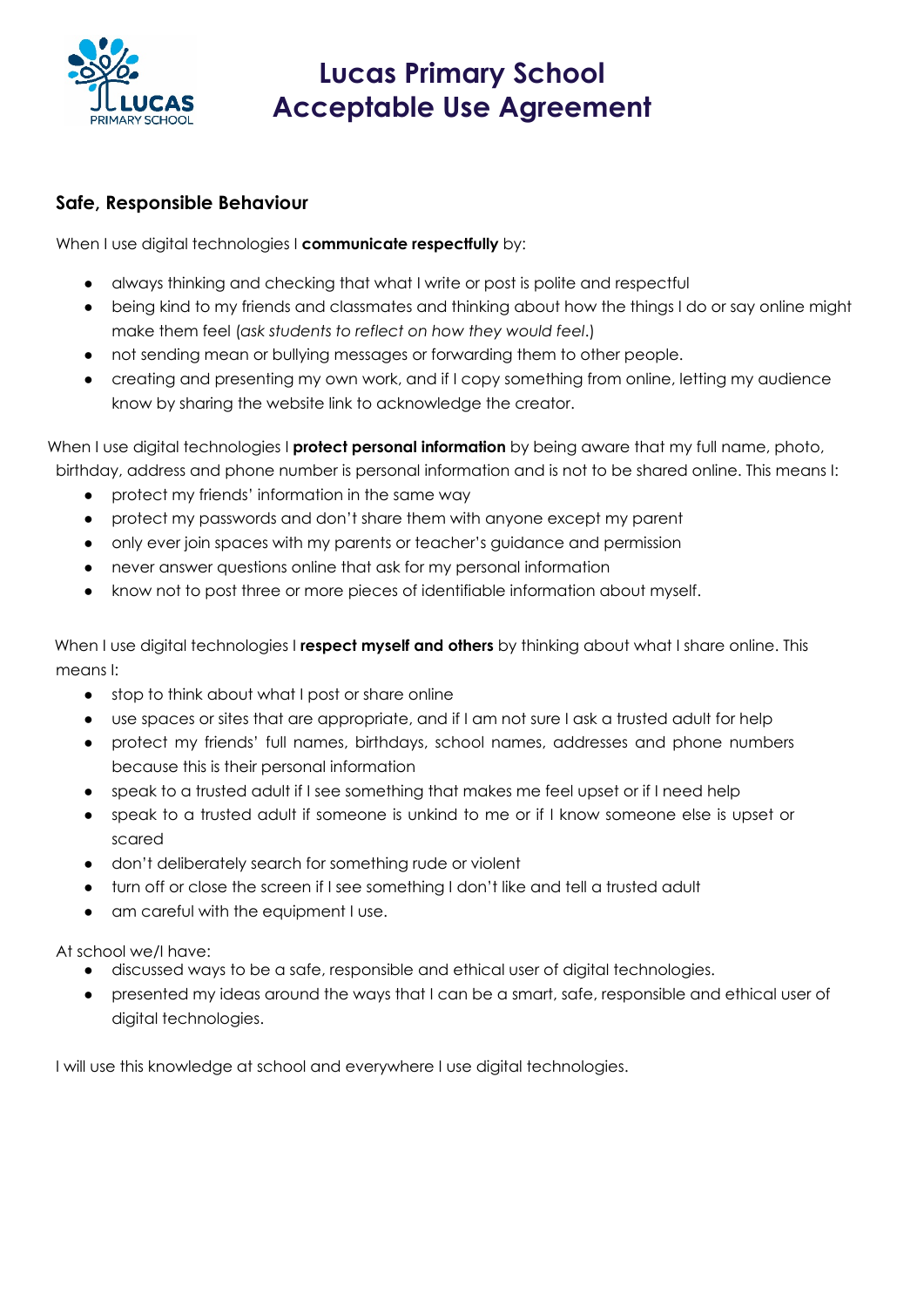# Lucas Primary School Acceptable Use Agreement

## Safe, Responsible Behaviour

When I use digital technologies I **communicate respectfully** by:

- always thinking and checking that what I write or post is polite and respectful
- being kind to my friends and classmates and thinking about how the things I do or say online might make them feel (*ask students to reflect on how they would feel*.)
- not sending mean or bullying messages or forwarding them to other people.
- creating and presenting my own work, and if I copy something from online, letting my audience know by sharing the website link to acknowledge the creator.

When I use digital technologies I **protect personal information** by being aware that my full name, photo, birthday, address and phone number is personal information and is not to be shared online. This means I:

- protect my friends' information in the same way
- protect my passwords and don't share them with anyone except my parent
- only ever join spaces with my parents or teacher's guidance and permission
- never answer questions online that ask for my personal information
- know not to post three or more pieces of identifiable information about myself.

When I use digital technologies I **respect myself and others** by thinking about what I share online. This means I:

- stop to think about what I post or share online
- use spaces or sites that are appropriate, and if I am not sure I ask a trusted adult for help
- protect my friends' full names, birthdays, school names, addresses and phone numbers because this is their personal information
- speak to a trusted adult if I see something that makes me feel upset or if I need help
- speak to a trusted adult if someone is unkind to me or if I know someone else is upset or scared
- don't deliberately search for something rude or violent
- turn off or close the screen if I see something I don't like and tell a trusted adult
- am careful with the equipment I use.

At school we/I have:

- discussed ways to be a safe, responsible and ethical user of digital technologies.
- presented my ideas around the ways that I can be a smart, safe, responsible and ethical user of digital technologies.

I will use this knowledge at school and everywhere I use digital technologies.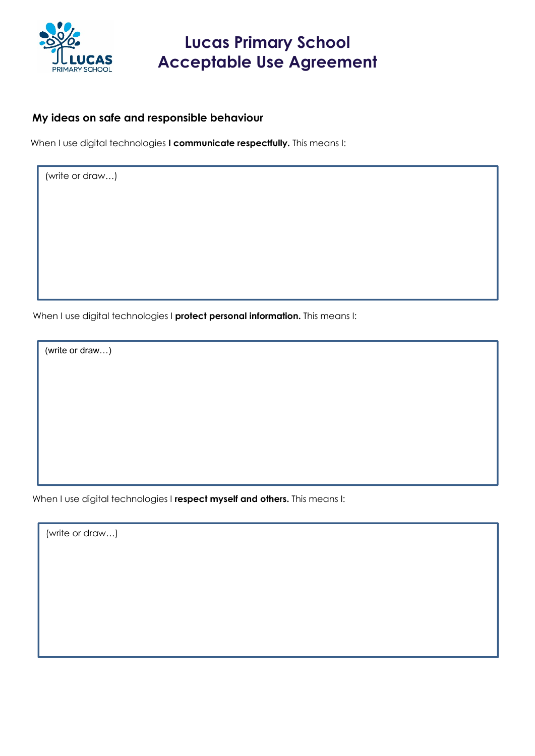# Lucas Primary School
# Acceptable Use Agreement

### My ideas on safe and responsible behaviour

When I use digital technologies **I communicate respectfully.** This means I:

(write or draw…)

When I use digital technologies I **protect personal information.** This means I:

(write or draw…)

When I use digital technologies I **respect myself and others.** This means I:

(write or draw…)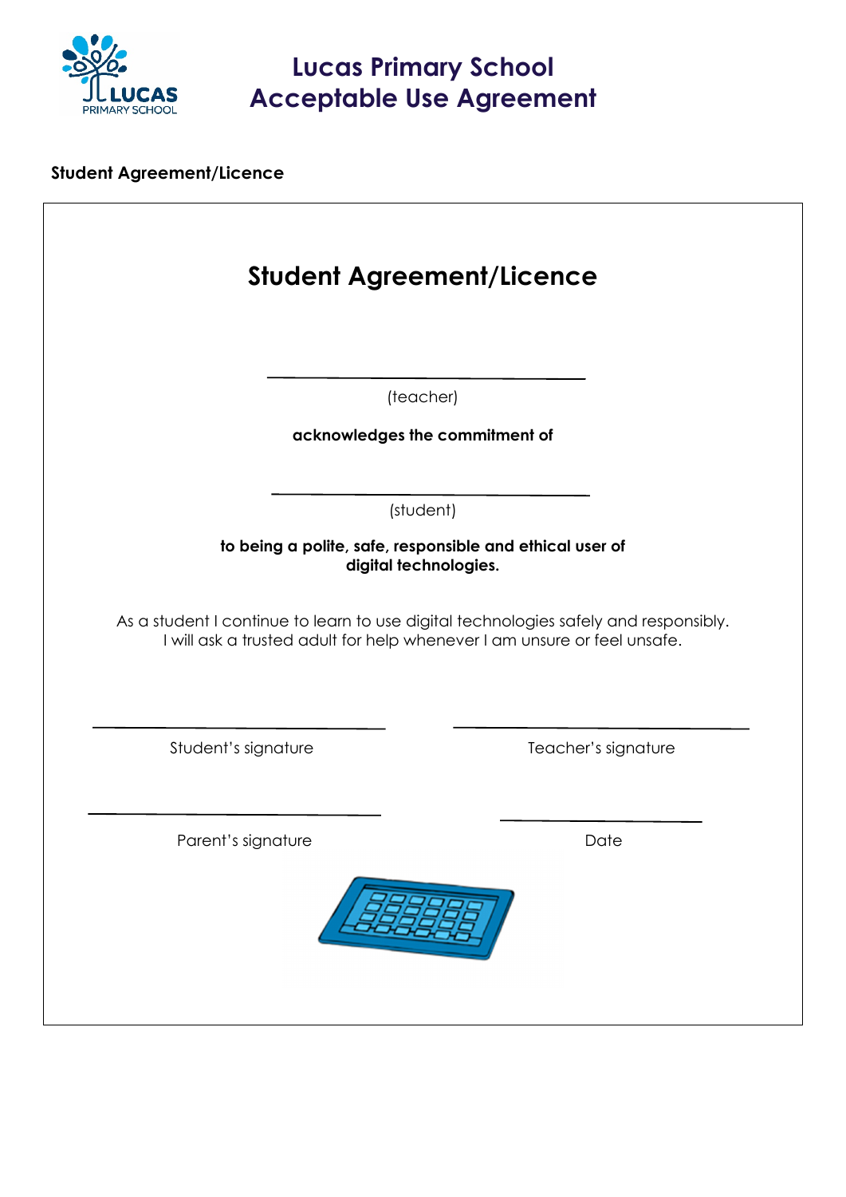# Lucas Primary School
# Acceptable Use Agreement

**Student Agreement/Licence**

## Student Agreement/Licence

\_\_\_\_\_\_\_\_\_\_\_\_\_\_\_\_\_\_\_\_\_\_\_\_\_\_\_\_\_\_

(teacher)

**acknowledges the commitment of**

\_\_\_\_\_\_\_\_\_\_\_\_\_\_\_\_\_\_\_\_\_\_\_\_\_\_\_\_\_\_

(student)

**to being a polite, safe, responsible and ethical user of digital technologies.**

As a student I continue to learn to use digital technologies safely and responsibly.
I will ask a trusted adult for help whenever I am unsure or feel unsafe.

\_\_\_\_\_\_\_\_\_\_\_\_\_\_\_\_\_\_\_\_\_\_\_\_\_\_\_\_\_\_

Student's signature

\_\_\_\_\_\_\_\_\_\_\_\_\_\_\_\_\_\_\_\_\_\_\_\_\_\_\_\_\_\_

Teacher's signature

\_\_\_\_\_\_\_\_\_\_\_\_\_\_\_\_\_\_\_\_\_\_\_\_\_\_\_\_\_\_

Parent's signature

\_\_\_\_\_\_\_\_\_\_\_\_\_\_\_\_\_\_\_\_\_\_\_\_\_\_\_\_\_\_

Date